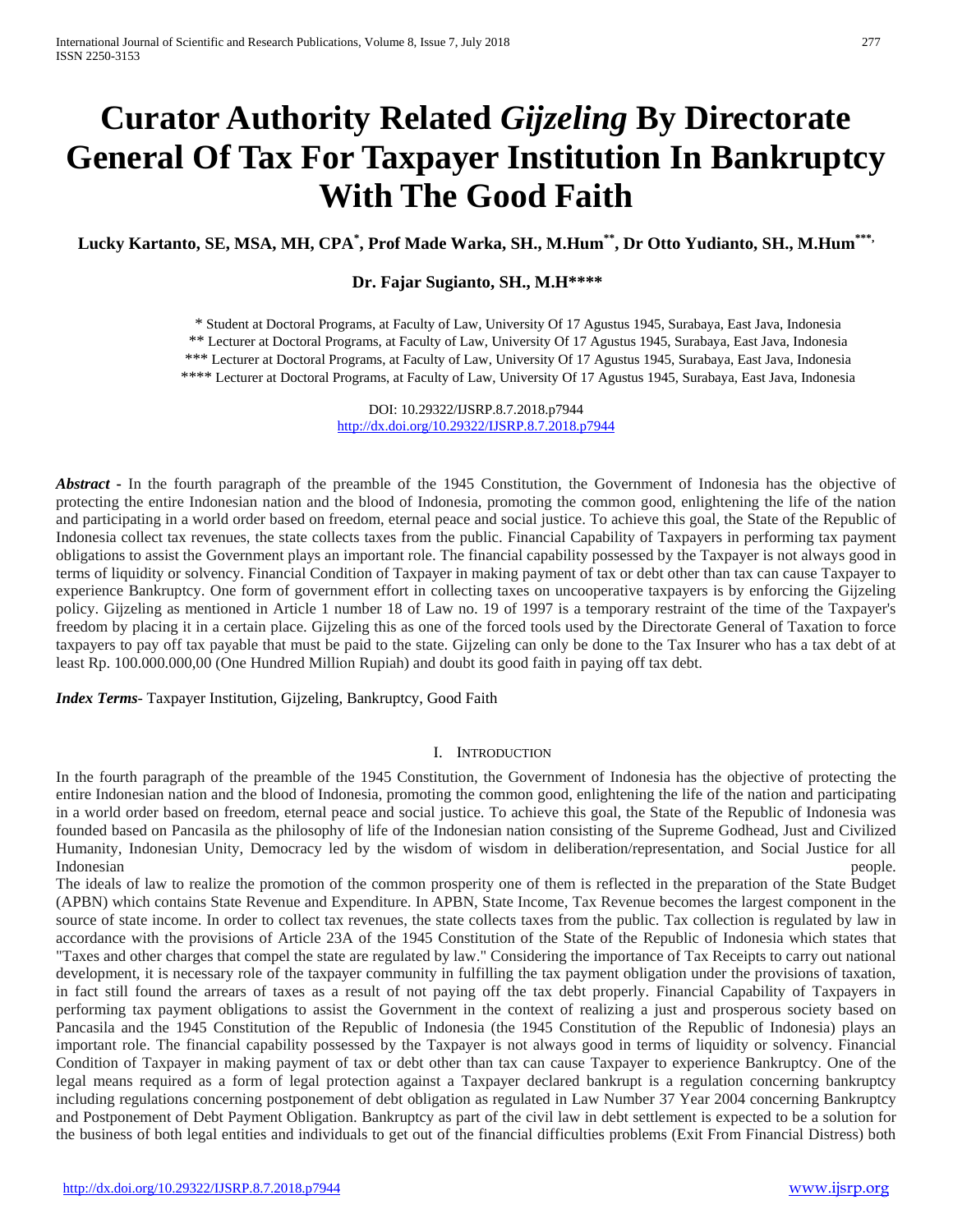# Curator Authority Related *Gijzeling* By Directorate General Of Tax For Taxpayer Institution In Bankruptcy With The Good Faith

**Lucky Kartanto, SE, MSA, MH, CPA[*], Prof Made Warka, SH., M.Hum[**], Dr Otto Yudianto, SH., M.Hum[***],**

**Dr. Fajar Sugianto, SH., M.H[****]**

\* Student at Doctoral Programs, at Faculty of Law, University Of 17 Agustus 1945, Surabaya, East Java, Indonesia
\*\* Lecturer at Doctoral Programs, at Faculty of Law, University Of 17 Agustus 1945, Surabaya, East Java, Indonesia
\*\*\* Lecturer at Doctoral Programs, at Faculty of Law, University Of 17 Agustus 1945, Surabaya, East Java, Indonesia
\*\*\*\* Lecturer at Doctoral Programs, at Faculty of Law, University Of 17 Agustus 1945, Surabaya, East Java, Indonesia

DOI: 10.29322/IJSRP.8.7.2018.p7944
http://dx.doi.org/10.29322/IJSRP.8.7.2018.p7944

***Abstract -*** In the fourth paragraph of the preamble of the 1945 Constitution, the Government of Indonesia has the objective of protecting the entire Indonesian nation and the blood of Indonesia, promoting the common good, enlightening the life of the nation and participating in a world order based on freedom, eternal peace and social justice. To achieve this goal, the State of the Republic of Indonesia collect tax revenues, the state collects taxes from the public. Financial Capability of Taxpayers in performing tax payment obligations to assist the Government plays an important role. The financial capability possessed by the Taxpayer is not always good in terms of liquidity or solvency. Financial Condition of Taxpayer in making payment of tax or debt other than tax can cause Taxpayer to experience Bankruptcy. One form of government effort in collecting taxes on uncooperative taxpayers is by enforcing the Gijzeling policy. Gijzeling as mentioned in Article 1 number 18 of Law no. 19 of 1997 is a temporary restraint of the time of the Taxpayer's freedom by placing it in a certain place. Gijzeling this as one of the forced tools used by the Directorate General of Taxation to force taxpayers to pay off tax payable that must be paid to the state. Gijzeling can only be done to the Tax Insurer who has a tax debt of at least Rp. 100.000.000,00 (One Hundred Million Rupiah) and doubt its good faith in paying off tax debt.

***Index Terms***- Taxpayer Institution, Gijzeling, Bankruptcy, Good Faith

## I. Introduction

In the fourth paragraph of the preamble of the 1945 Constitution, the Government of Indonesia has the objective of protecting the entire Indonesian nation and the blood of Indonesia, promoting the common good, enlightening the life of the nation and participating in a world order based on freedom, eternal peace and social justice. To achieve this goal, the State of the Republic of Indonesia was founded based on Pancasila as the philosophy of life of the Indonesian nation consisting of the Supreme Godhead, Just and Civilized Humanity, Indonesian Unity, Democracy led by the wisdom of wisdom in deliberation/representation, and Social Justice for all Indonesian people.

The ideals of law to realize the promotion of the common prosperity one of them is reflected in the preparation of the State Budget (APBN) which contains State Revenue and Expenditure. In APBN, State Income, Tax Revenue becomes the largest component in the source of state income. In order to collect tax revenues, the state collects taxes from the public. Tax collection is regulated by law in accordance with the provisions of Article 23A of the 1945 Constitution of the State of the Republic of Indonesia which states that "Taxes and other charges that compel the state are regulated by law." Considering the importance of Tax Receipts to carry out national development, it is necessary role of the taxpayer community in fulfilling the tax payment obligation under the provisions of taxation, in fact still found the arrears of taxes as a result of not paying off the tax debt properly. Financial Capability of Taxpayers in performing tax payment obligations to assist the Government in the context of realizing a just and prosperous society based on Pancasila and the 1945 Constitution of the Republic of Indonesia (the 1945 Constitution of the Republic of Indonesia) plays an important role. The financial capability possessed by the Taxpayer is not always good in terms of liquidity or solvency. Financial Condition of Taxpayer in making payment of tax or debt other than tax can cause Taxpayer to experience Bankruptcy. One of the legal means required as a form of legal protection against a Taxpayer declared bankrupt is a regulation concerning bankruptcy including regulations concerning postponement of debt obligation as regulated in Law Number 37 Year 2004 concerning Bankruptcy and Postponement of Debt Payment Obligation. Bankruptcy as part of the civil law in debt settlement is expected to be a solution for the business of both legal entities and individuals to get out of the financial difficulties problems (Exit From Financial Distress) both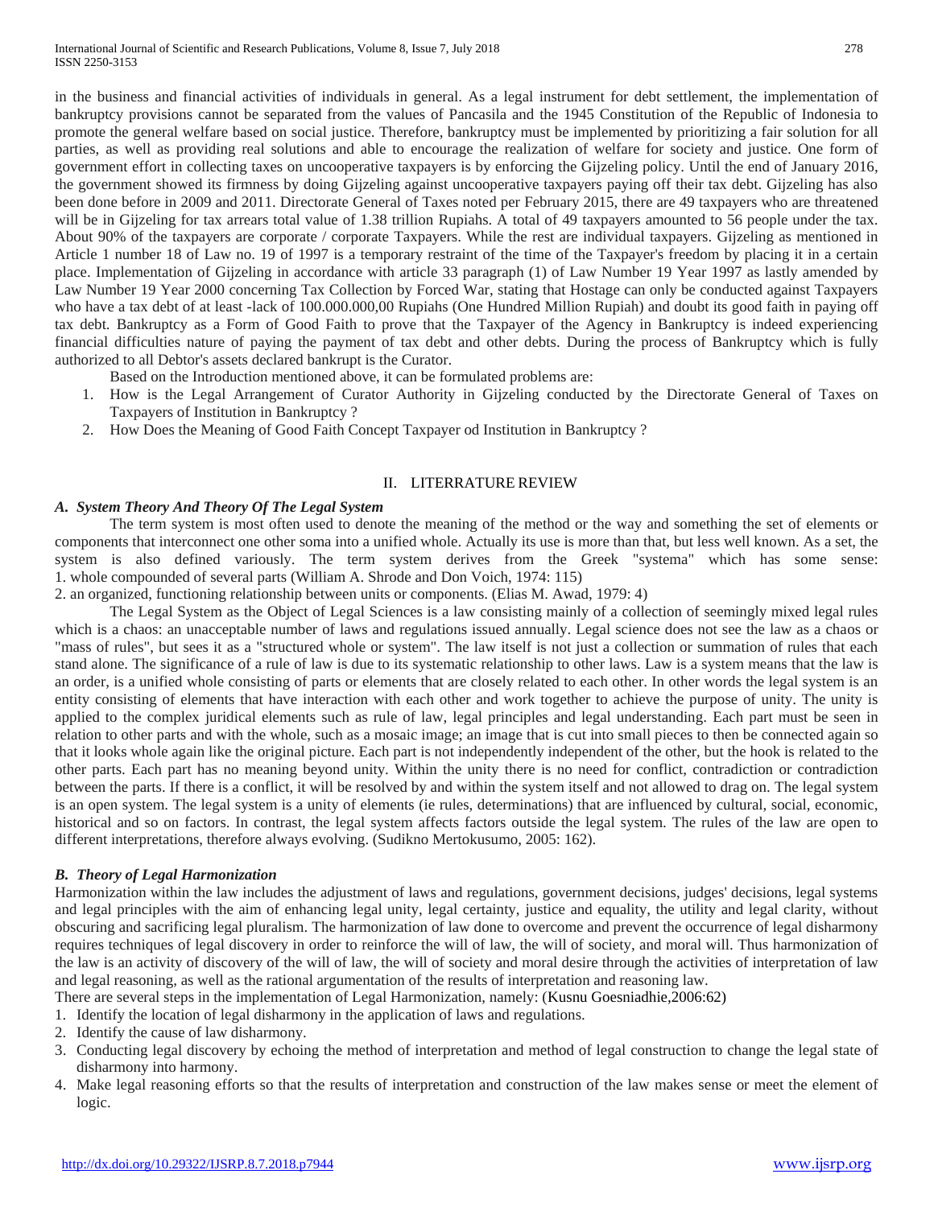in the business and financial activities of individuals in general. As a legal instrument for debt settlement, the implementation of bankruptcy provisions cannot be separated from the values of Pancasila and the 1945 Constitution of the Republic of Indonesia to promote the general welfare based on social justice. Therefore, bankruptcy must be implemented by prioritizing a fair solution for all parties, as well as providing real solutions and able to encourage the realization of welfare for society and justice. One form of government effort in collecting taxes on uncooperative taxpayers is by enforcing the Gijzeling policy. Until the end of January 2016, the government showed its firmness by doing Gijzeling against uncooperative taxpayers paying off their tax debt. Gijzeling has also been done before in 2009 and 2011. Directorate General of Taxes noted per February 2015, there are 49 taxpayers who are threatened will be in Gijzeling for tax arrears total value of 1.38 trillion Rupiahs. A total of 49 taxpayers amounted to 56 people under the tax. About 90% of the taxpayers are corporate / corporate Taxpayers. While the rest are individual taxpayers. Gijzeling as mentioned in Article 1 number 18 of Law no. 19 of 1997 is a temporary restraint of the time of the Taxpayer's freedom by placing it in a certain place. Implementation of Gijzeling in accordance with article 33 paragraph (1) of Law Number 19 Year 1997 as lastly amended by Law Number 19 Year 2000 concerning Tax Collection by Forced War, stating that Hostage can only be conducted against Taxpayers who have a tax debt of at least -lack of 100.000.000,00 Rupiahs (One Hundred Million Rupiah) and doubt its good faith in paying off tax debt. Bankruptcy as a Form of Good Faith to prove that the Taxpayer of the Agency in Bankruptcy is indeed experiencing financial difficulties nature of paying the payment of tax debt and other debts. During the process of Bankruptcy which is fully authorized to all Debtor's assets declared bankrupt is the Curator.

Based on the Introduction mentioned above, it can be formulated problems are:

1. How is the Legal Arrangement of Curator Authority in Gijzeling conducted by the Directorate General of Taxes on Taxpayers of Institution in Bankruptcy ?
2. How Does the Meaning of Good Faith Concept Taxpayer od Institution in Bankruptcy ?

## II. LITERRATURE REVIEW

### *A. System Theory And Theory Of The Legal System*

The term system is most often used to denote the meaning of the method or the way and something the set of elements or components that interconnect one other soma into a unified whole. Actually its use is more than that, but less well known. As a set, the system is also defined variously. The term system derives from the Greek "systema" which has some sense:
1. whole compounded of several parts (William A. Shrode and Don Voich, 1974: 115)
2. an organized, functioning relationship between units or components. (Elias M. Awad, 1979: 4)

The Legal System as the Object of Legal Sciences is a law consisting mainly of a collection of seemingly mixed legal rules which is a chaos: an unacceptable number of laws and regulations issued annually. Legal science does not see the law as a chaos or "mass of rules", but sees it as a "structured whole or system". The law itself is not just a collection or summation of rules that each stand alone. The significance of a rule of law is due to its systematic relationship to other laws. Law is a system means that the law is an order, is a unified whole consisting of parts or elements that are closely related to each other. In other words the legal system is an entity consisting of elements that have interaction with each other and work together to achieve the purpose of unity. The unity is applied to the complex juridical elements such as rule of law, legal principles and legal understanding. Each part must be seen in relation to other parts and with the whole, such as a mosaic image; an image that is cut into small pieces to then be connected again so that it looks whole again like the original picture. Each part is not independently independent of the other, but the hook is related to the other parts. Each part has no meaning beyond unity. Within the unity there is no need for conflict, contradiction or contradiction between the parts. If there is a conflict, it will be resolved by and within the system itself and not allowed to drag on. The legal system is an open system. The legal system is a unity of elements (ie rules, determinations) that are influenced by cultural, social, economic, historical and so on factors. In contrast, the legal system affects factors outside the legal system. The rules of the law are open to different interpretations, therefore always evolving. (Sudikno Mertokusumo, 2005: 162).

### *B. Theory of Legal Harmonization*

Harmonization within the law includes the adjustment of laws and regulations, government decisions, judges' decisions, legal systems and legal principles with the aim of enhancing legal unity, legal certainty, justice and equality, the utility and legal clarity, without obscuring and sacrificing legal pluralism. The harmonization of law done to overcome and prevent the occurrence of legal disharmony requires techniques of legal discovery in order to reinforce the will of law, the will of society, and moral will. Thus harmonization of the law is an activity of discovery of the will of law, the will of society and moral desire through the activities of interpretation of law and legal reasoning, as well as the rational argumentation of the results of interpretation and reasoning law.

There are several steps in the implementation of Legal Harmonization, namely: (Kusnu Goesniadhie,2006:62)

1. Identify the location of legal disharmony in the application of laws and regulations.
2. Identify the cause of law disharmony.
3. Conducting legal discovery by echoing the method of interpretation and method of legal construction to change the legal state of disharmony into harmony.
4. Make legal reasoning efforts so that the results of interpretation and construction of the law makes sense or meet the element of logic.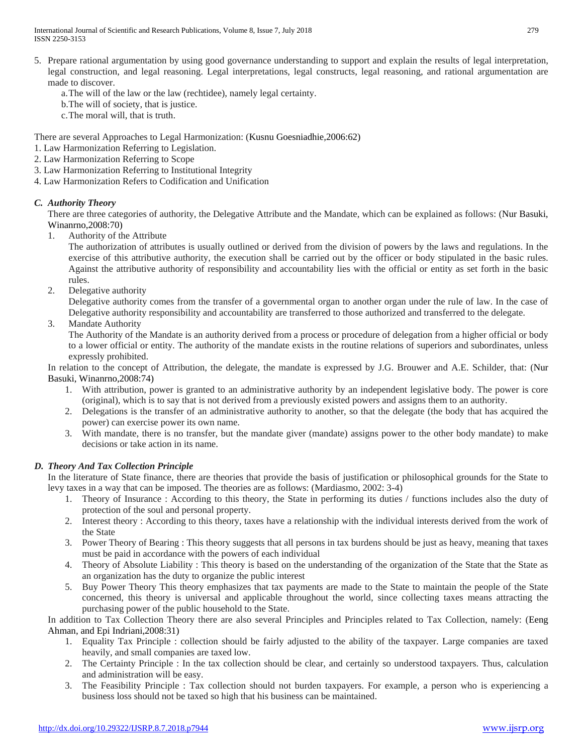5. Prepare rational argumentation by using good governance understanding to support and explain the results of legal interpretation, legal construction, and legal reasoning. Legal interpretations, legal constructs, legal reasoning, and rational argumentation are made to discover.
   a. The will of the law or the law (rechtidee), namely legal certainty.
   b. The will of society, that is justice.
   c. The moral will, that is truth.

There are several Approaches to Legal Harmonization: (Kusnu Goesniadhie,2006:62)
1. Law Harmonization Referring to Legislation.
2. Law Harmonization Referring to Scope
3. Law Harmonization Referring to Institutional Integrity
4. Law Harmonization Refers to Codification and Unification

### *C. Authority Theory*

There are three categories of authority, the Delegative Attribute and the Mandate, which can be explained as follows: (Nur Basuki, Winanrno,2008:70)

1. Authority of the Attribute
   The authorization of attributes is usually outlined or derived from the division of powers by the laws and regulations. In the exercise of this attributive authority, the execution shall be carried out by the officer or body stipulated in the basic rules. Against the attributive authority of responsibility and accountability lies with the official or entity as set forth in the basic rules.
2. Delegative authority
   Delegative authority comes from the transfer of a governmental organ to another organ under the rule of law. In the case of Delegative authority responsibility and accountability are transferred to those authorized and transferred to the delegate.
3. Mandate Authority
   The Authority of the Mandate is an authority derived from a process or procedure of delegation from a higher official or body to a lower official or entity. The authority of the mandate exists in the routine relations of superiors and subordinates, unless expressly prohibited.

In relation to the concept of Attribution, the delegate, the mandate is expressed by J.G. Brouwer and A.E. Schilder, that: (Nur Basuki, Winanrno,2008:74)

1. With attribution, power is granted to an administrative authority by an independent legislative body. The power is core (original), which is to say that is not derived from a previously existed powers and assigns them to an authority.
2. Delegations is the transfer of an administrative authority to another, so that the delegate (the body that has acquired the power) can exercise power its own name.
3. With mandate, there is no transfer, but the mandate giver (mandate) assigns power to the other body mandate) to make decisions or take action in its name.

### *D. Theory And Tax Collection Principle*

In the literature of State finance, there are theories that provide the basis of justification or philosophical grounds for the State to levy taxes in a way that can be imposed. The theories are as follows: (Mardiasmo, 2002: 3-4)

1. Theory of Insurance : According to this theory, the State in performing its duties / functions includes also the duty of protection of the soul and personal property.
2. Interest theory : According to this theory, taxes have a relationship with the individual interests derived from the work of the State
3. Power Theory of Bearing : This theory suggests that all persons in tax burdens should be just as heavy, meaning that taxes must be paid in accordance with the powers of each individual
4. Theory of Absolute Liability : This theory is based on the understanding of the organization of the State that the State as an organization has the duty to organize the public interest
5. Buy Power Theory This theory emphasizes that tax payments are made to the State to maintain the people of the State concerned, this theory is universal and applicable throughout the world, since collecting taxes means attracting the purchasing power of the public household to the State.

In addition to Tax Collection Theory there are also several Principles and Principles related to Tax Collection, namely: (Eeng Ahman, and Epi Indriani,2008:31)

1. Equality Tax Principle : collection should be fairly adjusted to the ability of the taxpayer. Large companies are taxed heavily, and small companies are taxed low.
2. The Certainty Principle : In the tax collection should be clear, and certainly so understood taxpayers. Thus, calculation and administration will be easy.
3. The Feasibility Principle : Tax collection should not burden taxpayers. For example, a person who is experiencing a business loss should not be taxed so high that his business can be maintained.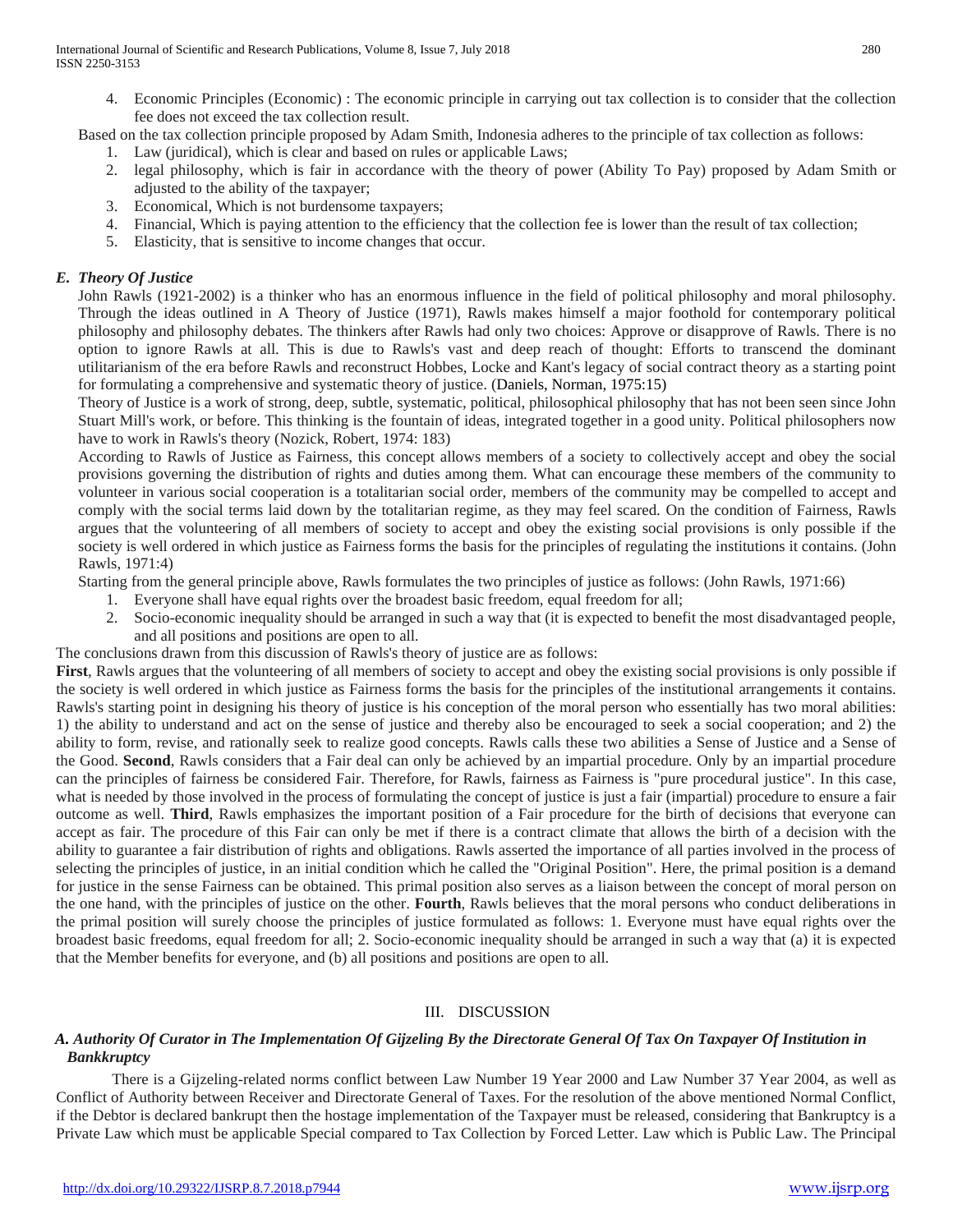4. Economic Principles (Economic) : The economic principle in carrying out tax collection is to consider that the collection fee does not exceed the tax collection result.

Based on the tax collection principle proposed by Adam Smith, Indonesia adheres to the principle of tax collection as follows:

1. Law (juridical), which is clear and based on rules or applicable Laws;
2. legal philosophy, which is fair in accordance with the theory of power (Ability To Pay) proposed by Adam Smith or adjusted to the ability of the taxpayer;
3. Economical, Which is not burdensome taxpayers;
4. Financial, Which is paying attention to the efficiency that the collection fee is lower than the result of tax collection;
5. Elasticity, that is sensitive to income changes that occur.

### *E. Theory Of Justice*

John Rawls (1921-2002) is a thinker who has an enormous influence in the field of political philosophy and moral philosophy. Through the ideas outlined in A Theory of Justice (1971), Rawls makes himself a major foothold for contemporary political philosophy and philosophy debates. The thinkers after Rawls had only two choices: Approve or disapprove of Rawls. There is no option to ignore Rawls at all. This is due to Rawls's vast and deep reach of thought: Efforts to transcend the dominant utilitarianism of the era before Rawls and reconstruct Hobbes, Locke and Kant's legacy of social contract theory as a starting point for formulating a comprehensive and systematic theory of justice. (Daniels, Norman, 1975:15)

Theory of Justice is a work of strong, deep, subtle, systematic, political, philosophical philosophy that has not been seen since John Stuart Mill's work, or before. This thinking is the fountain of ideas, integrated together in a good unity. Political philosophers now have to work in Rawls's theory (Nozick, Robert, 1974: 183)

According to Rawls of Justice as Fairness, this concept allows members of a society to collectively accept and obey the social provisions governing the distribution of rights and duties among them. What can encourage these members of the community to volunteer in various social cooperation is a totalitarian social order, members of the community may be compelled to accept and comply with the social terms laid down by the totalitarian regime, as they may feel scared. On the condition of Fairness, Rawls argues that the volunteering of all members of society to accept and obey the existing social provisions is only possible if the society is well ordered in which justice as Fairness forms the basis for the principles of regulating the institutions it contains. (John Rawls, 1971:4)

Starting from the general principle above, Rawls formulates the two principles of justice as follows: (John Rawls, 1971:66)

1. Everyone shall have equal rights over the broadest basic freedom, equal freedom for all;
2. Socio-economic inequality should be arranged in such a way that (it is expected to benefit the most disadvantaged people, and all positions and positions are open to all.

The conclusions drawn from this discussion of Rawls's theory of justice are as follows:

**First**, Rawls argues that the volunteering of all members of society to accept and obey the existing social provisions is only possible if the society is well ordered in which justice as Fairness forms the basis for the principles of the institutional arrangements it contains. Rawls's starting point in designing his theory of justice is his conception of the moral person who essentially has two moral abilities: 1) the ability to understand and act on the sense of justice and thereby also be encouraged to seek a social cooperation; and 2) the ability to form, revise, and rationally seek to realize good concepts. Rawls calls these two abilities a Sense of Justice and a Sense of the Good. **Second**, Rawls considers that a Fair deal can only be achieved by an impartial procedure. Only by an impartial procedure can the principles of fairness be considered Fair. Therefore, for Rawls, fairness as Fairness is "pure procedural justice". In this case, what is needed by those involved in the process of formulating the concept of justice is just a fair (impartial) procedure to ensure a fair outcome as well. **Third**, Rawls emphasizes the important position of a Fair procedure for the birth of decisions that everyone can accept as fair. The procedure of this Fair can only be met if there is a contract climate that allows the birth of a decision with the ability to guarantee a fair distribution of rights and obligations. Rawls asserted the importance of all parties involved in the process of selecting the principles of justice, in an initial condition which he called the "Original Position". Here, the primal position is a demand for justice in the sense Fairness can be obtained. This primal position also serves as a liaison between the concept of moral person on the one hand, with the principles of justice on the other. **Fourth**, Rawls believes that the moral persons who conduct deliberations in the primal position will surely choose the principles of justice formulated as follows: 1. Everyone must have equal rights over the broadest basic freedoms, equal freedom for all; 2. Socio-economic inequality should be arranged in such a way that (a) it is expected that the Member benefits for everyone, and (b) all positions and positions are open to all.

## III. DISCUSSION

### *A. Authority Of Curator in The Implementation Of Gijzeling By the Directorate General Of Tax On Taxpayer Of Institution in Bankkruptcy*

There is a Gijzeling-related norms conflict between Law Number 19 Year 2000 and Law Number 37 Year 2004, as well as Conflict of Authority between Receiver and Directorate General of Taxes. For the resolution of the above mentioned Normal Conflict, if the Debtor is declared bankrupt then the hostage implementation of the Taxpayer must be released, considering that Bankruptcy is a Private Law which must be applicable Special compared to Tax Collection by Forced Letter. Law which is Public Law. The Principal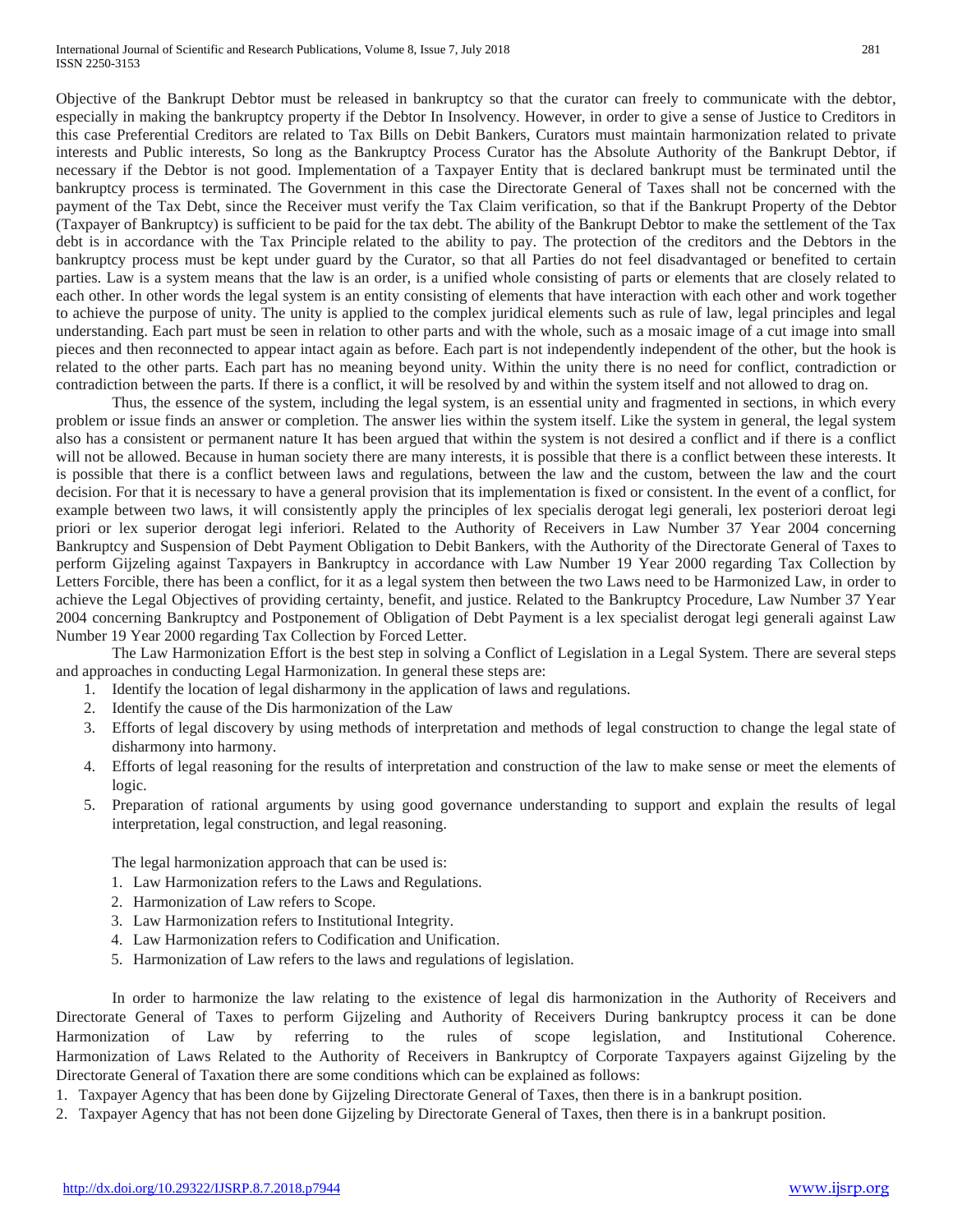Objective of the Bankrupt Debtor must be released in bankruptcy so that the curator can freely to communicate with the debtor, especially in making the bankruptcy property if the Debtor In Insolvency. However, in order to give a sense of Justice to Creditors in this case Preferential Creditors are related to Tax Bills on Debit Bankers, Curators must maintain harmonization related to private interests and Public interests, So long as the Bankruptcy Process Curator has the Absolute Authority of the Bankrupt Debtor, if necessary if the Debtor is not good. Implementation of a Taxpayer Entity that is declared bankrupt must be terminated until the bankruptcy process is terminated. The Government in this case the Directorate General of Taxes shall not be concerned with the payment of the Tax Debt, since the Receiver must verify the Tax Claim verification, so that if the Bankrupt Property of the Debtor (Taxpayer of Bankruptcy) is sufficient to be paid for the tax debt. The ability of the Bankrupt Debtor to make the settlement of the Tax debt is in accordance with the Tax Principle related to the ability to pay. The protection of the creditors and the Debtors in the bankruptcy process must be kept under guard by the Curator, so that all Parties do not feel disadvantaged or benefited to certain parties. Law is a system means that the law is an order, is a unified whole consisting of parts or elements that are closely related to each other. In other words the legal system is an entity consisting of elements that have interaction with each other and work together to achieve the purpose of unity. The unity is applied to the complex juridical elements such as rule of law, legal principles and legal understanding. Each part must be seen in relation to other parts and with the whole, such as a mosaic image of a cut image into small pieces and then reconnected to appear intact again as before. Each part is not independently independent of the other, but the hook is related to the other parts. Each part has no meaning beyond unity. Within the unity there is no need for conflict, contradiction or contradiction between the parts. If there is a conflict, it will be resolved by and within the system itself and not allowed to drag on.

Thus, the essence of the system, including the legal system, is an essential unity and fragmented in sections, in which every problem or issue finds an answer or completion. The answer lies within the system itself. Like the system in general, the legal system also has a consistent or permanent nature It has been argued that within the system is not desired a conflict and if there is a conflict will not be allowed. Because in human society there are many interests, it is possible that there is a conflict between these interests. It is possible that there is a conflict between laws and regulations, between the law and the custom, between the law and the court decision. For that it is necessary to have a general provision that its implementation is fixed or consistent. In the event of a conflict, for example between two laws, it will consistently apply the principles of lex specialis derogat legi generali, lex posteriori deroat legi priori or lex superior derogat legi inferiori. Related to the Authority of Receivers in Law Number 37 Year 2004 concerning Bankruptcy and Suspension of Debt Payment Obligation to Debit Bankers, with the Authority of the Directorate General of Taxes to perform Gijzeling against Taxpayers in Bankruptcy in accordance with Law Number 19 Year 2000 regarding Tax Collection by Letters Forcible, there has been a conflict, for it as a legal system then between the two Laws need to be Harmonized Law, in order to achieve the Legal Objectives of providing certainty, benefit, and justice. Related to the Bankruptcy Procedure, Law Number 37 Year 2004 concerning Bankruptcy and Postponement of Obligation of Debt Payment is a lex specialist derogat legi generali against Law Number 19 Year 2000 regarding Tax Collection by Forced Letter.

The Law Harmonization Effort is the best step in solving a Conflict of Legislation in a Legal System. There are several steps and approaches in conducting Legal Harmonization. In general these steps are:

1. Identify the location of legal disharmony in the application of laws and regulations.
2. Identify the cause of the Dis harmonization of the Law
3. Efforts of legal discovery by using methods of interpretation and methods of legal construction to change the legal state of disharmony into harmony.
4. Efforts of legal reasoning for the results of interpretation and construction of the law to make sense or meet the elements of logic.
5. Preparation of rational arguments by using good governance understanding to support and explain the results of legal interpretation, legal construction, and legal reasoning.

The legal harmonization approach that can be used is:

1. Law Harmonization refers to the Laws and Regulations.
2. Harmonization of Law refers to Scope.
3. Law Harmonization refers to Institutional Integrity.
4. Law Harmonization refers to Codification and Unification.
5. Harmonization of Law refers to the laws and regulations of legislation.

In order to harmonize the law relating to the existence of legal dis harmonization in the Authority of Receivers and Directorate General of Taxes to perform Gijzeling and Authority of Receivers During bankruptcy process it can be done Harmonization of Law by referring to the rules of scope legislation, and Institutional Coherence. Harmonization of Laws Related to the Authority of Receivers in Bankruptcy of Corporate Taxpayers against Gijzeling by the Directorate General of Taxation there are some conditions which can be explained as follows:

1. Taxpayer Agency that has been done by Gijzeling Directorate General of Taxes, then there is in a bankrupt position.
2. Taxpayer Agency that has not been done Gijzeling by Directorate General of Taxes, then there is in a bankrupt position.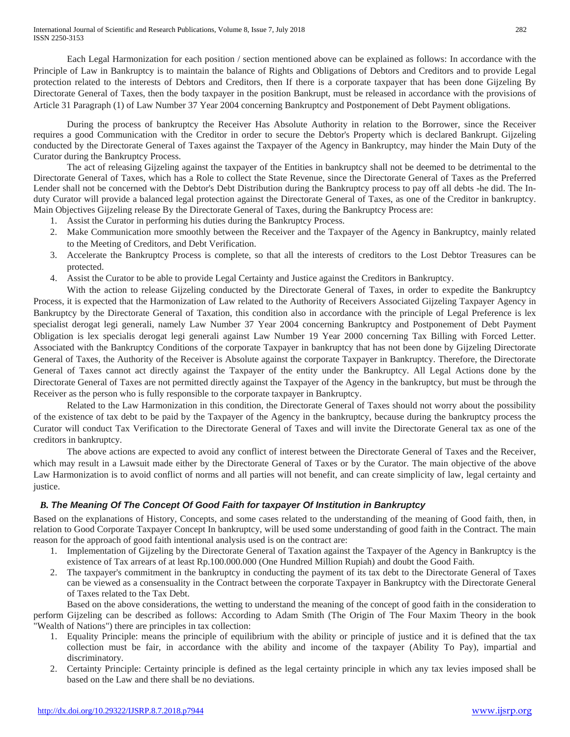Each Legal Harmonization for each position / section mentioned above can be explained as follows: In accordance with the Principle of Law in Bankruptcy is to maintain the balance of Rights and Obligations of Debtors and Creditors and to provide Legal protection related to the interests of Debtors and Creditors, then If there is a corporate taxpayer that has been done Gijzeling By Directorate General of Taxes, then the body taxpayer in the position Bankrupt, must be released in accordance with the provisions of Article 31 Paragraph (1) of Law Number 37 Year 2004 concerning Bankruptcy and Postponement of Debt Payment obligations.

During the process of bankruptcy the Receiver Has Absolute Authority in relation to the Borrower, since the Receiver requires a good Communication with the Creditor in order to secure the Debtor's Property which is declared Bankrupt. Gijzeling conducted by the Directorate General of Taxes against the Taxpayer of the Agency in Bankruptcy, may hinder the Main Duty of the Curator during the Bankruptcy Process.

The act of releasing Gijzeling against the taxpayer of the Entities in bankruptcy shall not be deemed to be detrimental to the Directorate General of Taxes, which has a Role to collect the State Revenue, since the Directorate General of Taxes as the Preferred Lender shall not be concerned with the Debtor's Debt Distribution during the Bankruptcy process to pay off all debts -he did. The In-duty Curator will provide a balanced legal protection against the Directorate General of Taxes, as one of the Creditor in bankruptcy. Main Objectives Gijzeling release By the Directorate General of Taxes, during the Bankruptcy Process are:

1. Assist the Curator in performing his duties during the Bankruptcy Process.
2. Make Communication more smoothly between the Receiver and the Taxpayer of the Agency in Bankruptcy, mainly related to the Meeting of Creditors, and Debt Verification.
3. Accelerate the Bankruptcy Process is complete, so that all the interests of creditors to the Lost Debtor Treasures can be protected.
4. Assist the Curator to be able to provide Legal Certainty and Justice against the Creditors in Bankruptcy.

With the action to release Gijzeling conducted by the Directorate General of Taxes, in order to expedite the Bankruptcy Process, it is expected that the Harmonization of Law related to the Authority of Receivers Associated Gijzeling Taxpayer Agency in Bankruptcy by the Directorate General of Taxation, this condition also in accordance with the principle of Legal Preference is lex specialist derogat legi generali, namely Law Number 37 Year 2004 concerning Bankruptcy and Postponement of Debt Payment Obligation is lex specialis derogat legi generali against Law Number 19 Year 2000 concerning Tax Billing with Forced Letter. Associated with the Bankruptcy Conditions of the corporate Taxpayer in bankruptcy that has not been done by Gijzeling Directorate General of Taxes, the Authority of the Receiver is Absolute against the corporate Taxpayer in Bankruptcy. Therefore, the Directorate General of Taxes cannot act directly against the Taxpayer of the entity under the Bankruptcy. All Legal Actions done by the Directorate General of Taxes are not permitted directly against the Taxpayer of the Agency in the bankruptcy, but must be through the Receiver as the person who is fully responsible to the corporate taxpayer in Bankruptcy.

Related to the Law Harmonization in this condition, the Directorate General of Taxes should not worry about the possibility of the existence of tax debt to be paid by the Taxpayer of the Agency in the bankruptcy, because during the bankruptcy process the Curator will conduct Tax Verification to the Directorate General of Taxes and will invite the Directorate General tax as one of the creditors in bankruptcy.

The above actions are expected to avoid any conflict of interest between the Directorate General of Taxes and the Receiver, which may result in a Lawsuit made either by the Directorate General of Taxes or by the Curator. The main objective of the above Law Harmonization is to avoid conflict of norms and all parties will not benefit, and can create simplicity of law, legal certainty and justice.

### *B. The Meaning Of The Concept Of Good Faith for taxpayer Of Institution in Bankruptcy*

Based on the explanations of History, Concepts, and some cases related to the understanding of the meaning of Good faith, then, in relation to Good Corporate Taxpayer Concept In bankruptcy, will be used some understanding of good faith in the Contract. The main reason for the approach of good faith intentional analysis used is on the contract are:

1. Implementation of Gijzeling by the Directorate General of Taxation against the Taxpayer of the Agency in Bankruptcy is the existence of Tax arrears of at least Rp.100.000.000 (One Hundred Million Rupiah) and doubt the Good Faith.
2. The taxpayer's commitment in the bankruptcy in conducting the payment of its tax debt to the Directorate General of Taxes can be viewed as a consensuality in the Contract between the corporate Taxpayer in Bankruptcy with the Directorate General of Taxes related to the Tax Debt.

Based on the above considerations, the wetting to understand the meaning of the concept of good faith in the consideration to perform Gijzeling can be described as follows: According to Adam Smith (The Origin of The Four Maxim Theory in the book "Wealth of Nations") there are principles in tax collection:

1. Equality Principle: means the principle of equilibrium with the ability or principle of justice and it is defined that the tax collection must be fair, in accordance with the ability and income of the taxpayer (Ability To Pay), impartial and discriminatory.
2. Certainty Principle: Certainty principle is defined as the legal certainty principle in which any tax levies imposed shall be based on the Law and there shall be no deviations.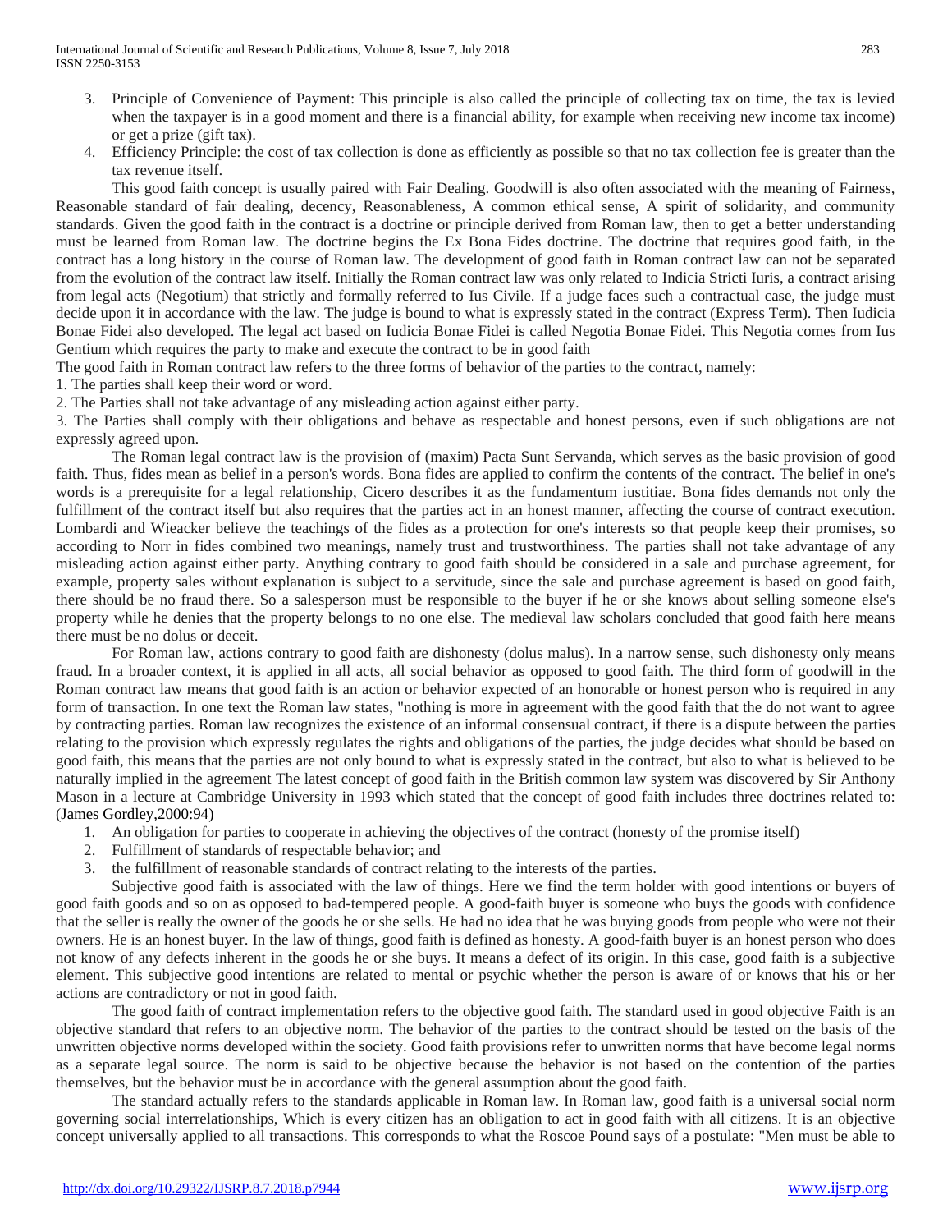3. Principle of Convenience of Payment: This principle is also called the principle of collecting tax on time, the tax is levied when the taxpayer is in a good moment and there is a financial ability, for example when receiving new income tax income) or get a prize (gift tax).
4. Efficiency Principle: the cost of tax collection is done as efficiently as possible so that no tax collection fee is greater than the tax revenue itself.

This good faith concept is usually paired with Fair Dealing. Goodwill is also often associated with the meaning of Fairness, Reasonable standard of fair dealing, decency, Reasonableness, A common ethical sense, A spirit of solidarity, and community standards. Given the good faith in the contract is a doctrine or principle derived from Roman law, then to get a better understanding must be learned from Roman law. The doctrine begins the Ex Bona Fides doctrine. The doctrine that requires good faith, in the contract has a long history in the course of Roman law. The development of good faith in Roman contract law can not be separated from the evolution of the contract law itself. Initially the Roman contract law was only related to Indicia Stricti Iuris, a contract arising from legal acts (Negotium) that strictly and formally referred to Ius Civile. If a judge faces such a contractual case, the judge must decide upon it in accordance with the law. The judge is bound to what is expressly stated in the contract (Express Term). Then Iudicia Bonae Fidei also developed. The legal act based on Iudicia Bonae Fidei is called Negotia Bonae Fidei. This Negotia comes from Ius Gentium which requires the party to make and execute the contract to be in good faith

The good faith in Roman contract law refers to the three forms of behavior of the parties to the contract, namely:

1. The parties shall keep their word or word.
2. The Parties shall not take advantage of any misleading action against either party.
3. The Parties shall comply with their obligations and behave as respectable and honest persons, even if such obligations are not expressly agreed upon.

The Roman legal contract law is the provision of (maxim) Pacta Sunt Servanda, which serves as the basic provision of good faith. Thus, fides mean as belief in a person's words. Bona fides are applied to confirm the contents of the contract. The belief in one's words is a prerequisite for a legal relationship, Cicero describes it as the fundamentum iustitiae. Bona fides demands not only the fulfillment of the contract itself but also requires that the parties act in an honest manner, affecting the course of contract execution. Lombardi and Wieacker believe the teachings of the fides as a protection for one's interests so that people keep their promises, so according to Norr in fides combined two meanings, namely trust and trustworthiness. The parties shall not take advantage of any misleading action against either party. Anything contrary to good faith should be considered in a sale and purchase agreement, for example, property sales without explanation is subject to a servitude, since the sale and purchase agreement is based on good faith, there should be no fraud there. So a salesperson must be responsible to the buyer if he or she knows about selling someone else's property while he denies that the property belongs to no one else. The medieval law scholars concluded that good faith here means there must be no dolus or deceit.

For Roman law, actions contrary to good faith are dishonesty (dolus malus). In a narrow sense, such dishonesty only means fraud. In a broader context, it is applied in all acts, all social behavior as opposed to good faith. The third form of goodwill in the Roman contract law means that good faith is an action or behavior expected of an honorable or honest person who is required in any form of transaction. In one text the Roman law states, "nothing is more in agreement with the good faith that the do not want to agree by contracting parties. Roman law recognizes the existence of an informal consensual contract, if there is a dispute between the parties relating to the provision which expressly regulates the rights and obligations of the parties, the judge decides what should be based on good faith, this means that the parties are not only bound to what is expressly stated in the contract, but also to what is believed to be naturally implied in the agreement The latest concept of good faith in the British common law system was discovered by Sir Anthony Mason in a lecture at Cambridge University in 1993 which stated that the concept of good faith includes three doctrines related to: (James Gordley,2000:94)

1. An obligation for parties to cooperate in achieving the objectives of the contract (honesty of the promise itself)
2. Fulfillment of standards of respectable behavior; and
3. the fulfillment of reasonable standards of contract relating to the interests of the parties.

Subjective good faith is associated with the law of things. Here we find the term holder with good intentions or buyers of good faith goods and so on as opposed to bad-tempered people. A good-faith buyer is someone who buys the goods with confidence that the seller is really the owner of the goods he or she sells. He had no idea that he was buying goods from people who were not their owners. He is an honest buyer. In the law of things, good faith is defined as honesty. A good-faith buyer is an honest person who does not know of any defects inherent in the goods he or she buys. It means a defect of its origin. In this case, good faith is a subjective element. This subjective good intentions are related to mental or psychic whether the person is aware of or knows that his or her actions are contradictory or not in good faith.

The good faith of contract implementation refers to the objective good faith. The standard used in good objective Faith is an objective standard that refers to an objective norm. The behavior of the parties to the contract should be tested on the basis of the unwritten objective norms developed within the society. Good faith provisions refer to unwritten norms that have become legal norms as a separate legal source. The norm is said to be objective because the behavior is not based on the contention of the parties themselves, but the behavior must be in accordance with the general assumption about the good faith.

The standard actually refers to the standards applicable in Roman law. In Roman law, good faith is a universal social norm governing social interrelationships, Which is every citizen has an obligation to act in good faith with all citizens. It is an objective concept universally applied to all transactions. This corresponds to what the Roscoe Pound says of a postulate: "Men must be able to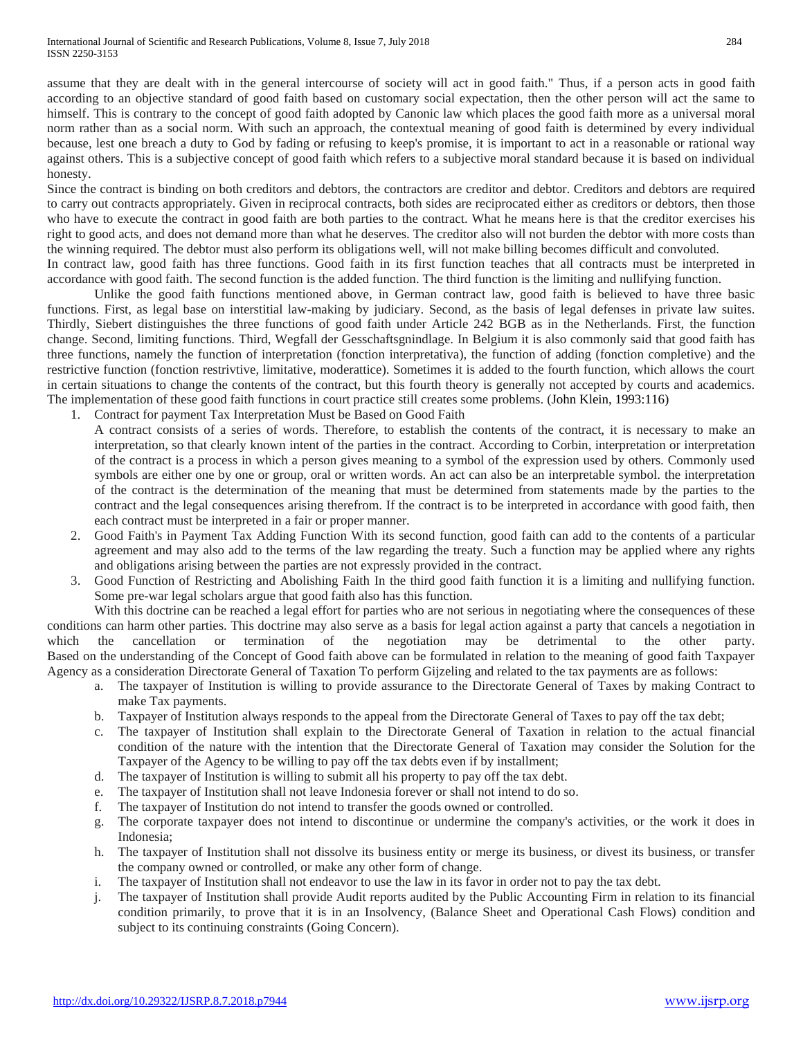assume that they are dealt with in the general intercourse of society will act in good faith." Thus, if a person acts in good faith according to an objective standard of good faith based on customary social expectation, then the other person will act the same to himself. This is contrary to the concept of good faith adopted by Canonic law which places the good faith more as a universal moral norm rather than as a social norm. With such an approach, the contextual meaning of good faith is determined by every individual because, lest one breach a duty to God by fading or refusing to keep's promise, it is important to act in a reasonable or rational way against others. This is a subjective concept of good faith which refers to a subjective moral standard because it is based on individual honesty.

Since the contract is binding on both creditors and debtors, the contractors are creditor and debtor. Creditors and debtors are required to carry out contracts appropriately. Given in reciprocal contracts, both sides are reciprocated either as creditors or debtors, then those who have to execute the contract in good faith are both parties to the contract. What he means here is that the creditor exercises his right to good acts, and does not demand more than what he deserves. The creditor also will not burden the debtor with more costs than the winning required. The debtor must also perform its obligations well, will not make billing becomes difficult and convoluted.

In contract law, good faith has three functions. Good faith in its first function teaches that all contracts must be interpreted in accordance with good faith. The second function is the added function. The third function is the limiting and nullifying function.

Unlike the good faith functions mentioned above, in German contract law, good faith is believed to have three basic functions. First, as legal base on interstitial law-making by judiciary. Second, as the basis of legal defenses in private law suites. Thirdly, Siebert distinguishes the three functions of good faith under Article 242 BGB as in the Netherlands. First, the function change. Second, limiting functions. Third, Wegfall der Gesschaftsgnindlage. In Belgium it is also commonly said that good faith has three functions, namely the function of interpretation (fonction interpretativa), the function of adding (fonction completive) and the restrictive function (fonction restrivtive, limitative, moderattice). Sometimes it is added to the fourth function, which allows the court in certain situations to change the contents of the contract, but this fourth theory is generally not accepted by courts and academics. The implementation of these good faith functions in court practice still creates some problems. (John Klein, 1993:116)

1. Contract for payment Tax Interpretation Must be Based on Good Faith
   A contract consists of a series of words. Therefore, to establish the contents of the contract, it is necessary to make an interpretation, so that clearly known intent of the parties in the contract. According to Corbin, interpretation or interpretation of the contract is a process in which a person gives meaning to a symbol of the expression used by others. Commonly used symbols are either one by one or group, oral or written words. An act can also be an interpretable symbol. the interpretation of the contract is the determination of the meaning that must be determined from statements made by the parties to the contract and the legal consequences arising therefrom. If the contract is to be interpreted in accordance with good faith, then each contract must be interpreted in a fair or proper manner.
2. Good Faith's in Payment Tax Adding Function With its second function, good faith can add to the contents of a particular agreement and may also add to the terms of the law regarding the treaty. Such a function may be applied where any rights and obligations arising between the parties are not expressly provided in the contract.
3. Good Function of Restricting and Abolishing Faith In the third good faith function it is a limiting and nullifying function. Some pre-war legal scholars argue that good faith also has this function.

With this doctrine can be reached a legal effort for parties who are not serious in negotiating where the consequences of these conditions can harm other parties. This doctrine may also serve as a basis for legal action against a party that cancels a negotiation in which the cancellation or termination of the negotiation may be detrimental to the other party.
Based on the understanding of the Concept of Good faith above can be formulated in relation to the meaning of good faith Taxpayer Agency as a consideration Directorate General of Taxation To perform Gijzeling and related to the tax payments are as follows:

a. The taxpayer of Institution is willing to provide assurance to the Directorate General of Taxes by making Contract to make Tax payments.
b. Taxpayer of Institution always responds to the appeal from the Directorate General of Taxes to pay off the tax debt;
c. The taxpayer of Institution shall explain to the Directorate General of Taxation in relation to the actual financial condition of the nature with the intention that the Directorate General of Taxation may consider the Solution for the Taxpayer of the Agency to be willing to pay off the tax debts even if by installment;
d. The taxpayer of Institution is willing to submit all his property to pay off the tax debt.
e. The taxpayer of Institution shall not leave Indonesia forever or shall not intend to do so.
f. The taxpayer of Institution do not intend to transfer the goods owned or controlled.
g. The corporate taxpayer does not intend to discontinue or undermine the company's activities, or the work it does in Indonesia;
h. The taxpayer of Institution shall not dissolve its business entity or merge its business, or divest its business, or transfer the company owned or controlled, or make any other form of change.
i. The taxpayer of Institution shall not endeavor to use the law in its favor in order not to pay the tax debt.
j. The taxpayer of Institution shall provide Audit reports audited by the Public Accounting Firm in relation to its financial condition primarily, to prove that it is in an Insolvency, (Balance Sheet and Operational Cash Flows) condition and subject to its continuing constraints (Going Concern).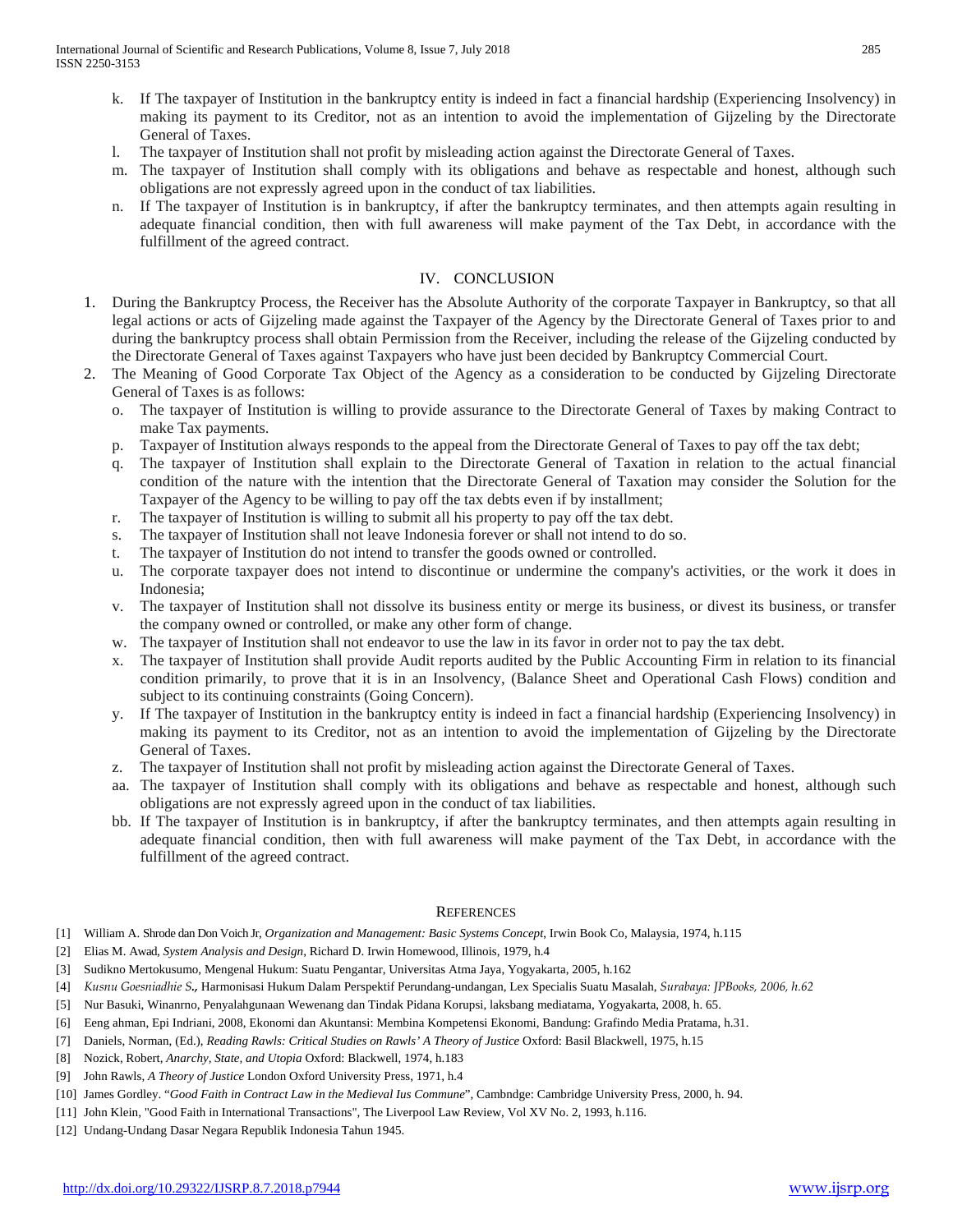k. If The taxpayer of Institution in the bankruptcy entity is indeed in fact a financial hardship (Experiencing Insolvency) in making its payment to its Creditor, not as an intention to avoid the implementation of Gijzeling by the Directorate General of Taxes.

l. The taxpayer of Institution shall not profit by misleading action against the Directorate General of Taxes.

m. The taxpayer of Institution shall comply with its obligations and behave as respectable and honest, although such obligations are not expressly agreed upon in the conduct of tax liabilities.

n. If The taxpayer of Institution is in bankruptcy, if after the bankruptcy terminates, and then attempts again resulting in adequate financial condition, then with full awareness will make payment of the Tax Debt, in accordance with the fulfillment of the agreed contract.

## IV. CONCLUSION

1. During the Bankruptcy Process, the Receiver has the Absolute Authority of the corporate Taxpayer in Bankruptcy, so that all legal actions or acts of Gijzeling made against the Taxpayer of the Agency by the Directorate General of Taxes prior to and during the bankruptcy process shall obtain Permission from the Receiver, including the release of the Gijzeling conducted by the Directorate General of Taxes against Taxpayers who have just been decided by Bankruptcy Commercial Court.
2. The Meaning of Good Corporate Tax Object of the Agency as a consideration to be conducted by Gijzeling Directorate General of Taxes is as follows:
   o. The taxpayer of Institution is willing to provide assurance to the Directorate General of Taxes by making Contract to make Tax payments.
   p. Taxpayer of Institution always responds to the appeal from the Directorate General of Taxes to pay off the tax debt;
   q. The taxpayer of Institution shall explain to the Directorate General of Taxation in relation to the actual financial condition of the nature with the intention that the Directorate General of Taxation may consider the Solution for the Taxpayer of the Agency to be willing to pay off the tax debts even if by installment;
   r. The taxpayer of Institution is willing to submit all his property to pay off the tax debt.
   s. The taxpayer of Institution shall not leave Indonesia forever or shall not intend to do so.
   t. The taxpayer of Institution do not intend to transfer the goods owned or controlled.
   u. The corporate taxpayer does not intend to discontinue or undermine the company's activities, or the work it does in Indonesia;
   v. The taxpayer of Institution shall not dissolve its business entity or merge its business, or divest its business, or transfer the company owned or controlled, or make any other form of change.
   w. The taxpayer of Institution shall not endeavor to use the law in its favor in order not to pay the tax debt.
   x. The taxpayer of Institution shall provide Audit reports audited by the Public Accounting Firm in relation to its financial condition primarily, to prove that it is in an Insolvency, (Balance Sheet and Operational Cash Flows) condition and subject to its continuing constraints (Going Concern).
   y. If The taxpayer of Institution in the bankruptcy entity is indeed in fact a financial hardship (Experiencing Insolvency) in making its payment to its Creditor, not as an intention to avoid the implementation of Gijzeling by the Directorate General of Taxes.
   z. The taxpayer of Institution shall not profit by misleading action against the Directorate General of Taxes.
   aa. The taxpayer of Institution shall comply with its obligations and behave as respectable and honest, although such obligations are not expressly agreed upon in the conduct of tax liabilities.
   bb. If The taxpayer of Institution is in bankruptcy, if after the bankruptcy terminates, and then attempts again resulting in adequate financial condition, then with full awareness will make payment of the Tax Debt, in accordance with the fulfillment of the agreed contract.

## REFERENCES

[1] William A. Shrode dan Don Voich Jr, *Organization and Management: Basic Systems Concept*, Irwin Book Co, Malaysia, 1974, h.115

[2] Elias M. Awad, *System Analysis and Design*, Richard D. Irwin Homewood, Illinois, 1979, h.4

[3] Sudikno Mertokusumo, Mengenal Hukum: Suatu Pengantar, Universitas Atma Jaya, Yogyakarta, 2005, h.162

[4] *Kusnu Goesniadhie S.,* Harmonisasi Hukum Dalam Perspektif Perundang-undangan, Lex Specialis Suatu Masalah, *Surabaya: JPBooks, 2006, h.62*

[5] Nur Basuki, Winanrno, Penyalahgunaan Wewenang dan Tindak Pidana Korupsi, laksbang mediatama, Yogyakarta, 2008, h. 65.

[6] Eeng ahman, Epi Indriani, 2008, Ekonomi dan Akuntansi: Membina Kompetensi Ekonomi, Bandung: Grafindo Media Pratama, h.31.

[7] Daniels, Norman, (Ed.), *Reading Rawls: Critical Studies on Rawls' A Theory of Justice* Oxford: Basil Blackwell, 1975, h.15

[8] Nozick, Robert, *Anarchy, State, and Utopia* Oxford: Blackwell, 1974, h.183

[9] John Rawls, *A Theory of Justice* London Oxford University Press, 1971, h.4

[10] James Gordley. "*Good Faith in Contract Law in the Medieval Ius Commune*", Cambndge: Cambridge University Press, 2000, h. 94.

[11] John Klein, "Good Faith in International Transactions", The Liverpool Law Review, Vol XV No. 2, 1993, h.116.

[12] Undang-Undang Dasar Negara Republik Indonesia Tahun 1945.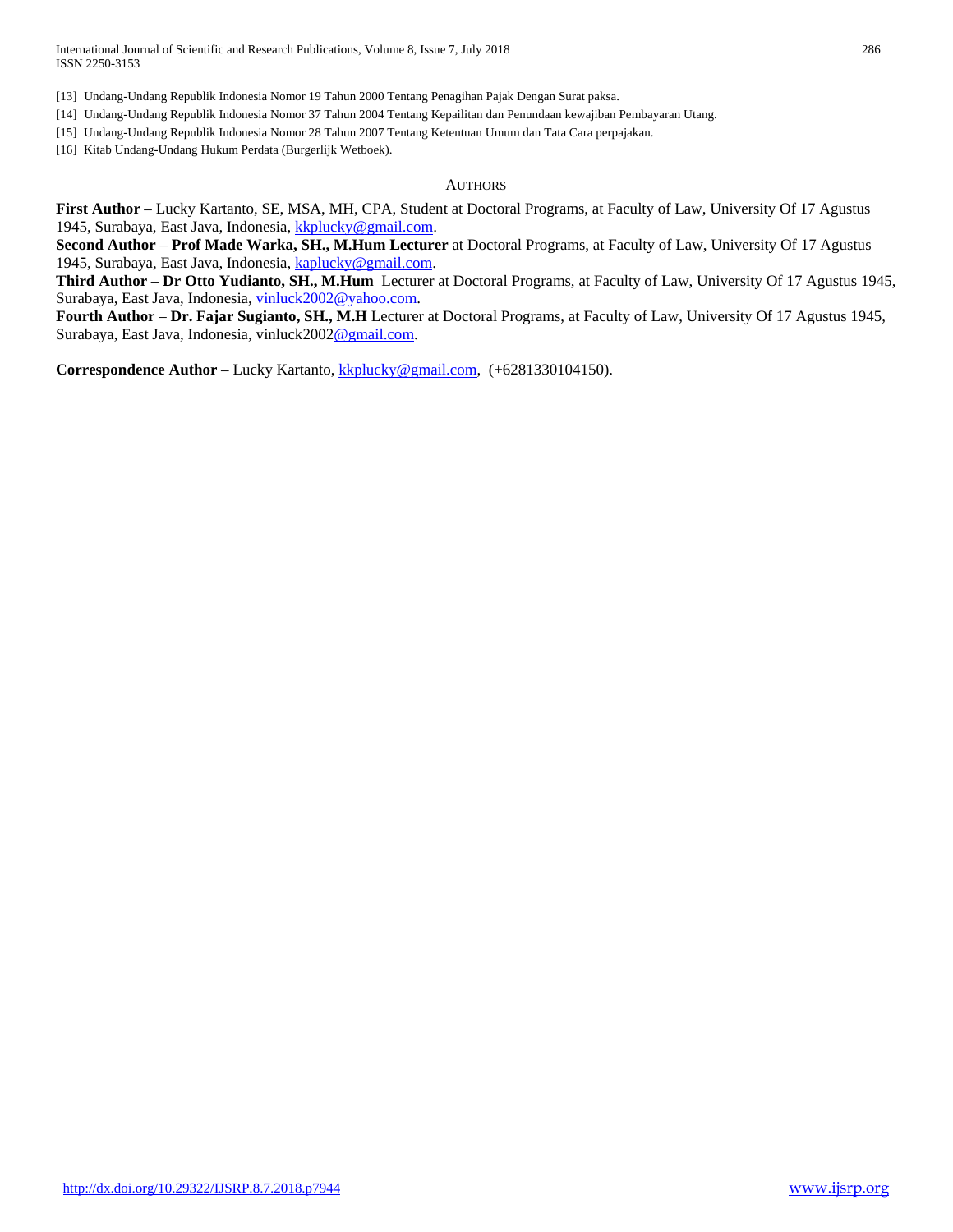[13] Undang-Undang Republik Indonesia Nomor 19 Tahun 2000 Tentang Penagihan Pajak Dengan Surat paksa.

[14] Undang-Undang Republik Indonesia Nomor 37 Tahun 2004 Tentang Kepailitan dan Penundaan kewajiban Pembayaran Utang.

[15] Undang-Undang Republik Indonesia Nomor 28 Tahun 2007 Tentang Ketentuan Umum dan Tata Cara perpajakan.

[16] Kitab Undang-Undang Hukum Perdata (Burgerlijk Wetboek).

## AUTHORS

**First Author** – Lucky Kartanto, SE, MSA, MH, CPA, Student at Doctoral Programs, at Faculty of Law, University Of 17 Agustus 1945, Surabaya, East Java, Indonesia, kkplucky@gmail.com.

**Second Author** – **Prof Made Warka, SH., M.Hum Lecturer** at Doctoral Programs, at Faculty of Law, University Of 17 Agustus 1945, Surabaya, East Java, Indonesia, kaplucky@gmail.com.

**Third Author** – **Dr Otto Yudianto, SH., M.Hum** Lecturer at Doctoral Programs, at Faculty of Law, University Of 17 Agustus 1945, Surabaya, East Java, Indonesia, vinluck2002@yahoo.com.

**Fourth Author** – **Dr. Fajar Sugianto, SH., M.H** Lecturer at Doctoral Programs, at Faculty of Law, University Of 17 Agustus 1945, Surabaya, East Java, Indonesia, vinluck2002@gmail.com.

**Correspondence Author** – Lucky Kartanto, kkplucky@gmail.com, (+6281330104150).